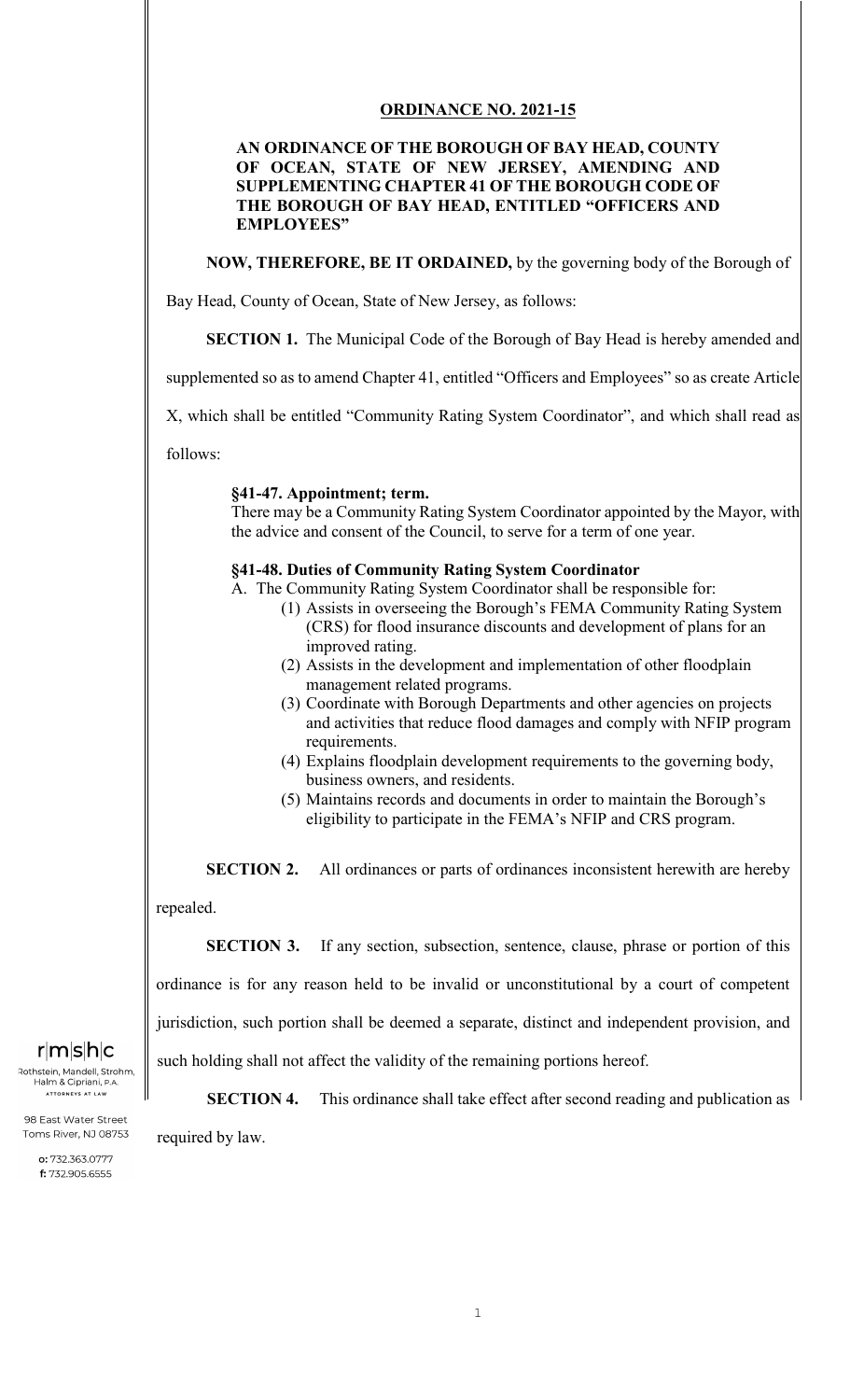**ORDINANCE NO. 2021-15**

**AN ORDINANCE OF THE BOROUGH OF BAY HEAD, COUNTY OF OCEAN, STATE OF NEW JERSEY, AMENDING AND SUPPLEMENTING CHAPTER 41 OF THE BOROUGH CODE OF THE BOROUGH OF BAY HEAD, ENTITLED "OFFICERS AND EMPLOYEES"**

**NOW, THEREFORE, BE IT ORDAINED,** by the governing body of the Borough of Bay Head, County of Ocean, State of New Jersey, as follows:

**SECTION 1.** The Municipal Code of the Borough of Bay Head is hereby amended and supplemented so as to amend Chapter 41, entitled "Officers and Employees" so as create Article X, which shall be entitled "Community Rating System Coordinator", and which shall read as follows:

**§41-47. Appointment; term.**
There may be a Community Rating System Coordinator appointed by the Mayor, with the advice and consent of the Council, to serve for a term of one year.

**§41-48. Duties of Community Rating System Coordinator**

A. The Community Rating System Coordinator shall be responsible for:

(1) Assists in overseeing the Borough's FEMA Community Rating System (CRS) for flood insurance discounts and development of plans for an improved rating.

(2) Assists in the development and implementation of other floodplain management related programs.

(3) Coordinate with Borough Departments and other agencies on projects and activities that reduce flood damages and comply with NFIP program requirements.

(4) Explains floodplain development requirements to the governing body, business owners, and residents.

(5) Maintains records and documents in order to maintain the Borough's eligibility to participate in the FEMA's NFIP and CRS program.

**SECTION 2.** All ordinances or parts of ordinances inconsistent herewith are hereby repealed.

**SECTION 3.** If any section, subsection, sentence, clause, phrase or portion of this ordinance is for any reason held to be invalid or unconstitutional by a court of competent jurisdiction, such portion shall be deemed a separate, distinct and independent provision, and such holding shall not affect the validity of the remaining portions hereof.

**SECTION 4.** This ordinance shall take effect after second reading and publication as required by law.

r|m|s|h|c
Rothstein, Mandell, Strohm, Halm & Cipriani, P.A.
ATTORNEYS AT LAW

98 East Water Street
Toms River, NJ 08753

o: 732.363.0777
f: 732.905.6555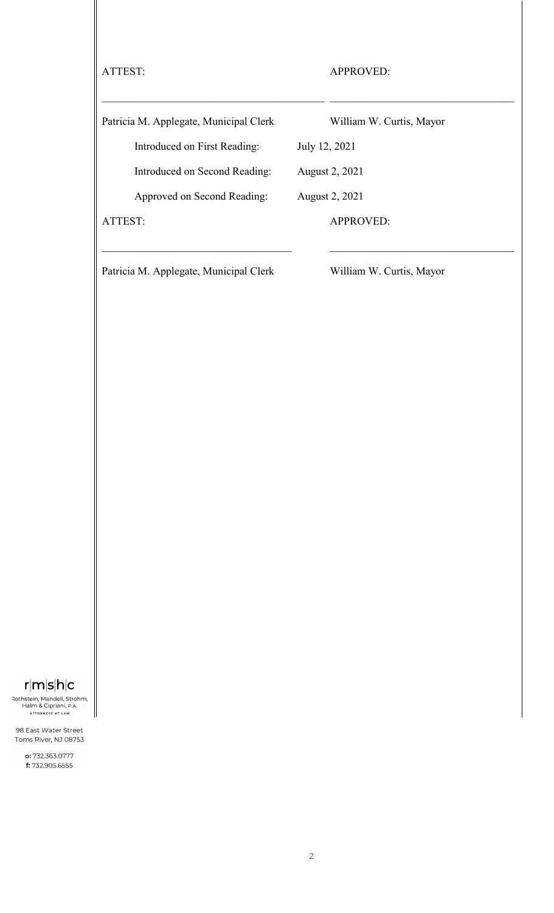ATTEST: APPROVED:

\_\_\_\_\_\_\_\_\_\_\_\_\_\_\_\_\_\_\_\_\_\_\_\_\_\_\_\_\_\_\_\_\_\_\_\_\_\_ \_\_\_\_\_\_\_\_\_\_\_\_\_\_\_\_\_\_\_\_\_\_\_\_\_\_\_\_\_\_\_\_\_\_\_\_\_\_

Patricia M. Applegate, Municipal Clerk William W. Curtis, Mayor

| | |
|---|---|
| Introduced on First Reading: | July 12, 2021 |
| Introduced on Second Reading: | August 2, 2021 |
| Approved on Second Reading: | August 2, 2021 |

ATTEST: APPROVED:

\_\_\_\_\_\_\_\_\_\_\_\_\_\_\_\_\_\_\_\_\_\_\_\_\_\_\_\_\_\_\_\_\_\_\_\_\_\_ \_\_\_\_\_\_\_\_\_\_\_\_\_\_\_\_\_\_\_\_\_\_\_\_\_\_\_\_\_\_\_\_\_\_\_\_\_\_

Patricia M. Applegate, Municipal Clerk William W. Curtis, Mayor

r|m|s|h|c
Rothstein, Mandell, Strohm, Halm & Cipriani, P.A.
ATTORNEYS AT LAW

98 East Water Street
Toms River, NJ 08753

o: 732.363.0777
f: 732.905.6555